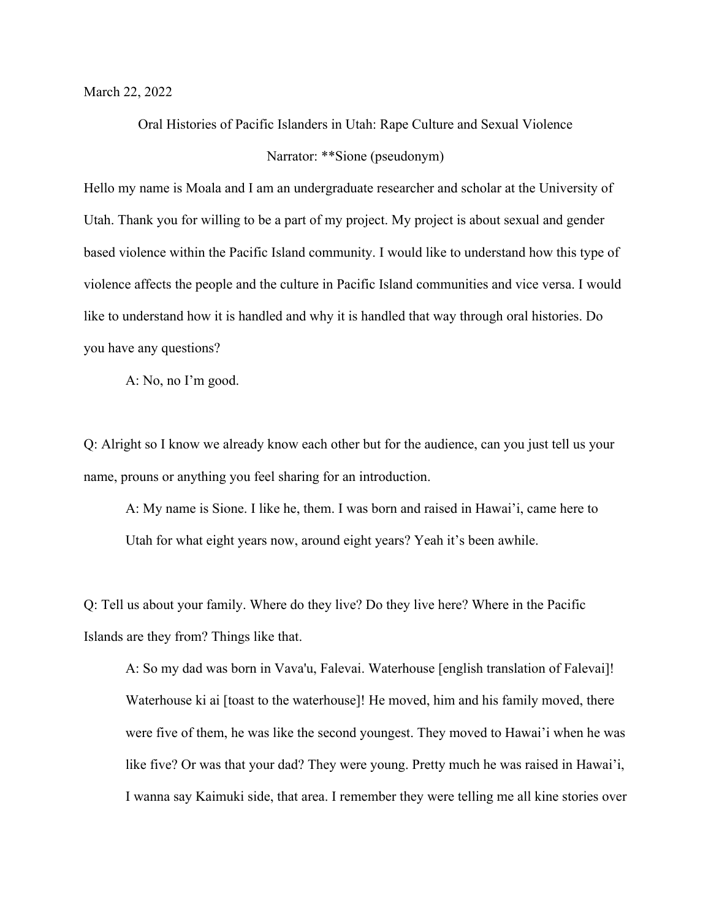March 22, 2022

Oral Histories of Pacific Islanders in Utah: Rape Culture and Sexual Violence

Narrator: **Sione (pseudonym)

Hello my name is Moala and I am an undergraduate researcher and scholar at the University of Utah. Thank you for willing to be a part of my project. My project is about sexual and gender based violence within the Pacific Island community. I would like to understand how this type of violence affects the people and the culture in Pacific Island communities and vice versa. I would like to understand how it is handled and why it is handled that way through oral histories. Do you have any questions?

> A: No, no I'm good.

Q: Alright so I know we already know each other but for the audience, can you just tell us your name, prouns or anything you feel sharing for an introduction.

> A: My name is Sione. I like he, them. I was born and raised in Hawai'i, came here to Utah for what eight years now, around eight years? Yeah it's been awhile.

Q: Tell us about your family. Where do they live? Do they live here? Where in the Pacific Islands are they from? Things like that.

> A: So my dad was born in Vava'u, Falevai. Waterhouse [english translation of Falevai]! Waterhouse ki ai [toast to the waterhouse]! He moved, him and his family moved, there were five of them, he was like the second youngest. They moved to Hawai'i when he was like five? Or was that your dad? They were young. Pretty much he was raised in Hawai'i, I wanna say Kaimuki side, that area. I remember they were telling me all kine stories over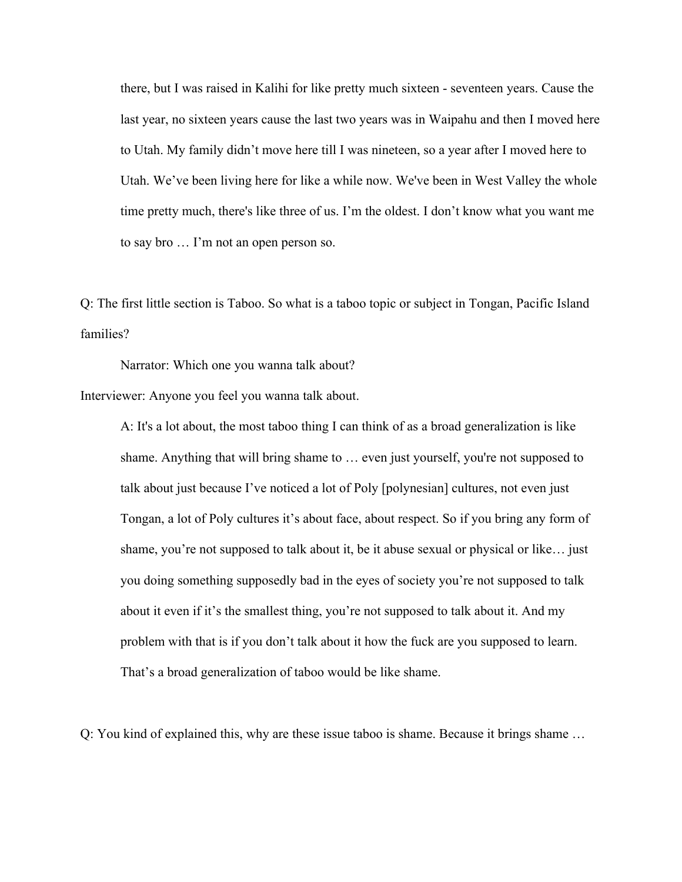there, but I was raised in Kalihi for like pretty much sixteen - seventeen years. Cause the last year, no sixteen years cause the last two years was in Waipahu and then I moved here to Utah. My family didn't move here till I was nineteen, so a year after I moved here to Utah. We've been living here for like a while now. We've been in West Valley the whole time pretty much, there's like three of us. I'm the oldest. I don't know what you want me to say bro … I'm not an open person so.

Q: The first little section is Taboo. So what is a taboo topic or subject in Tongan, Pacific Island families?

Narrator: Which one you wanna talk about?

Interviewer: Anyone you feel you wanna talk about.

A: It's a lot about, the most taboo thing I can think of as a broad generalization is like shame. Anything that will bring shame to … even just yourself, you're not supposed to talk about just because I've noticed a lot of Poly [polynesian] cultures, not even just Tongan, a lot of Poly cultures it's about face, about respect. So if you bring any form of shame, you're not supposed to talk about it, be it abuse sexual or physical or like… just you doing something supposedly bad in the eyes of society you're not supposed to talk about it even if it's the smallest thing, you're not supposed to talk about it. And my problem with that is if you don't talk about it how the fuck are you supposed to learn. That's a broad generalization of taboo would be like shame.

Q: You kind of explained this, why are these issue taboo is shame. Because it brings shame …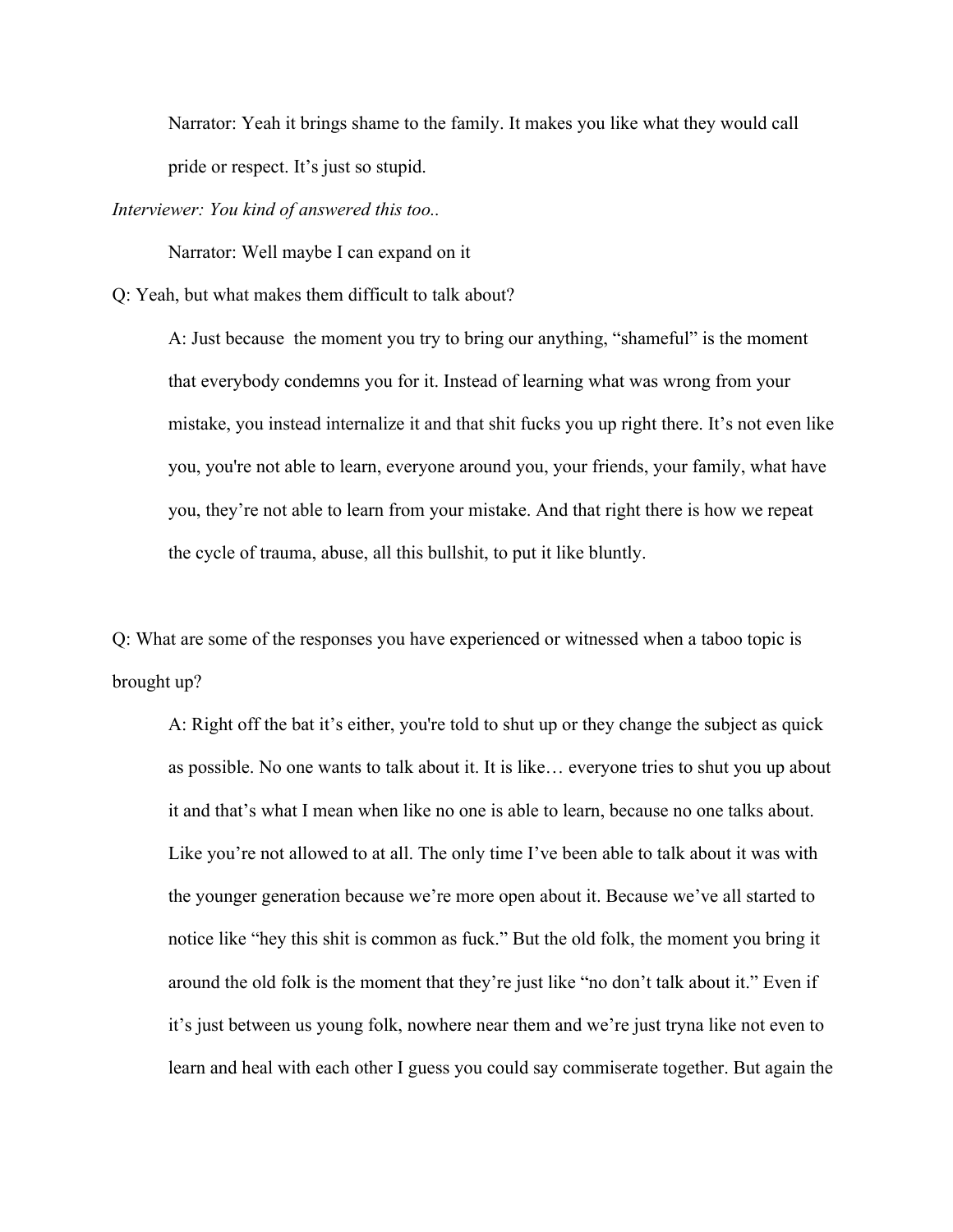Narrator: Yeah it brings shame to the family. It makes you like what they would call pride or respect. It's just so stupid.

*Interviewer: You kind of answered this too..*

Narrator: Well maybe I can expand on it

Q: Yeah, but what makes them difficult to talk about?

A: Just because the moment you try to bring our anything, "shameful" is the moment that everybody condemns you for it. Instead of learning what was wrong from your mistake, you instead internalize it and that shit fucks you up right there. It's not even like you, you're not able to learn, everyone around you, your friends, your family, what have you, they're not able to learn from your mistake. And that right there is how we repeat the cycle of trauma, abuse, all this bullshit, to put it like bluntly.

Q: What are some of the responses you have experienced or witnessed when a taboo topic is brought up?

A: Right off the bat it's either, you're told to shut up or they change the subject as quick as possible. No one wants to talk about it. It is like… everyone tries to shut you up about it and that's what I mean when like no one is able to learn, because no one talks about. Like you're not allowed to at all. The only time I've been able to talk about it was with the younger generation because we're more open about it. Because we've all started to notice like "hey this shit is common as fuck." But the old folk, the moment you bring it around the old folk is the moment that they're just like "no don't talk about it." Even if it's just between us young folk, nowhere near them and we're just tryna like not even to learn and heal with each other I guess you could say commiserate together. But again the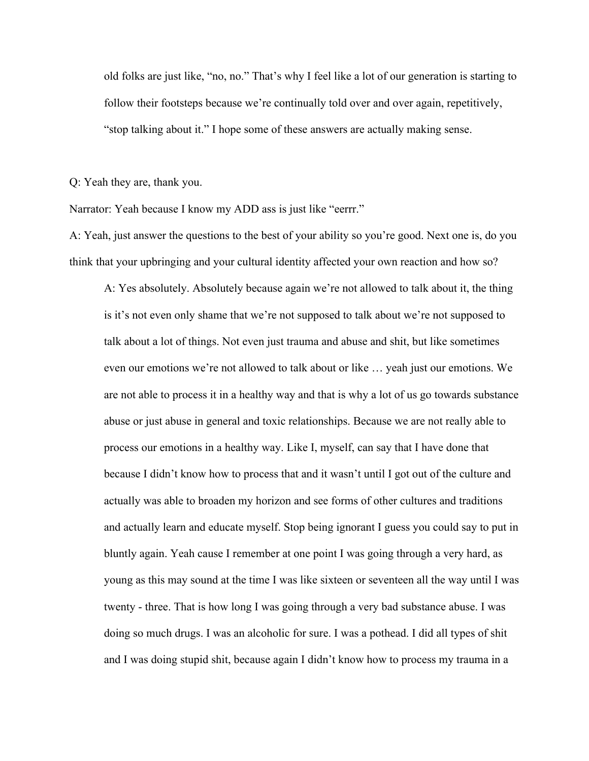old folks are just like, "no, no." That's why I feel like a lot of our generation is starting to follow their footsteps because we're continually told over and over again, repetitively, "stop talking about it." I hope some of these answers are actually making sense.

Q: Yeah they are, thank you.

Narrator: Yeah because I know my ADD ass is just like "eerrr."

A: Yeah, just answer the questions to the best of your ability so you're good. Next one is, do you think that your upbringing and your cultural identity affected your own reaction and how so?

> A: Yes absolutely. Absolutely because again we're not allowed to talk about it, the thing is it's not even only shame that we're not supposed to talk about we're not supposed to talk about a lot of things. Not even just trauma and abuse and shit, but like sometimes even our emotions we're not allowed to talk about or like … yeah just our emotions. We are not able to process it in a healthy way and that is why a lot of us go towards substance abuse or just abuse in general and toxic relationships. Because we are not really able to process our emotions in a healthy way. Like I, myself, can say that I have done that because I didn't know how to process that and it wasn't until I got out of the culture and actually was able to broaden my horizon and see forms of other cultures and traditions and actually learn and educate myself. Stop being ignorant I guess you could say to put in bluntly again. Yeah cause I remember at one point I was going through a very hard, as young as this may sound at the time I was like sixteen or seventeen all the way until I was twenty - three. That is how long I was going through a very bad substance abuse. I was doing so much drugs. I was an alcoholic for sure. I was a pothead. I did all types of shit and I was doing stupid shit, because again I didn't know how to process my trauma in a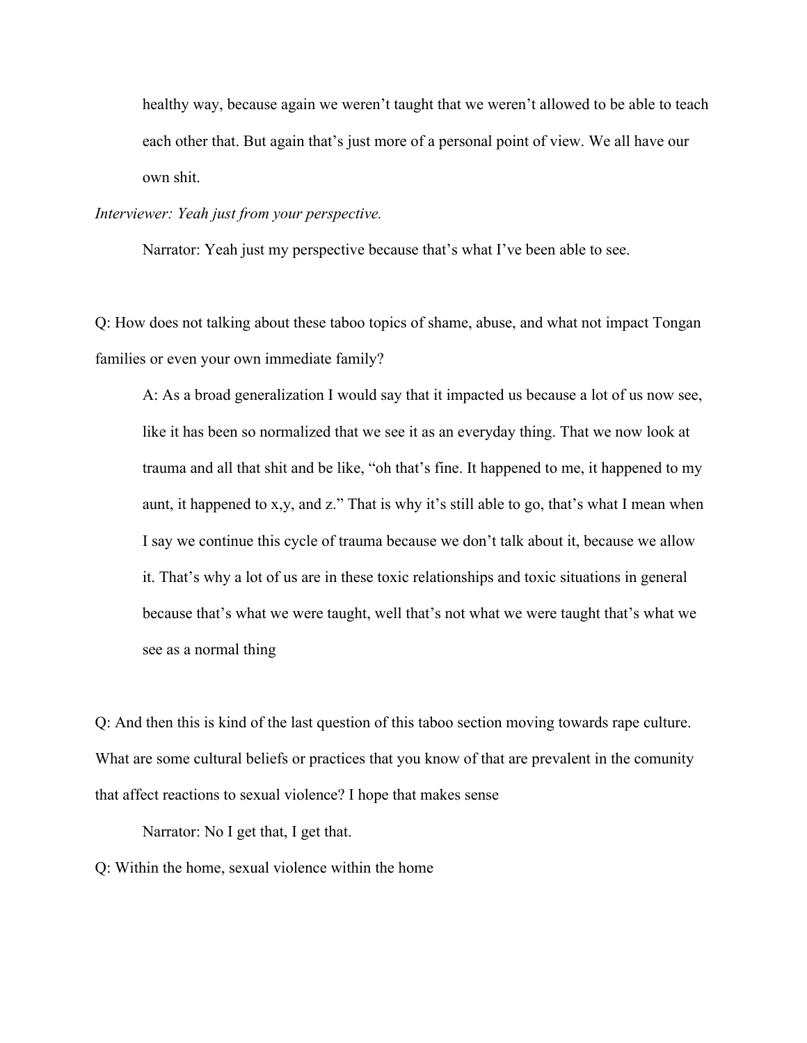healthy way, because again we weren't taught that we weren't allowed to be able to teach each other that. But again that's just more of a personal point of view. We all have our own shit.

*Interviewer: Yeah just from your perspective.*

Narrator: Yeah just my perspective because that's what I've been able to see.

Q: How does not talking about these taboo topics of shame, abuse, and what not impact Tongan families or even your own immediate family?

A: As a broad generalization I would say that it impacted us because a lot of us now see, like it has been so normalized that we see it as an everyday thing. That we now look at trauma and all that shit and be like, "oh that's fine. It happened to me, it happened to my aunt, it happened to x,y, and z." That is why it's still able to go, that's what I mean when I say we continue this cycle of trauma because we don't talk about it, because we allow it. That's why a lot of us are in these toxic relationships and toxic situations in general because that's what we were taught, well that's not what we were taught that's what we see as a normal thing

Q: And then this is kind of the last question of this taboo section moving towards rape culture. What are some cultural beliefs or practices that you know of that are prevalent in the comunity that affect reactions to sexual violence? I hope that makes sense

Narrator: No I get that, I get that.

Q: Within the home, sexual violence within the home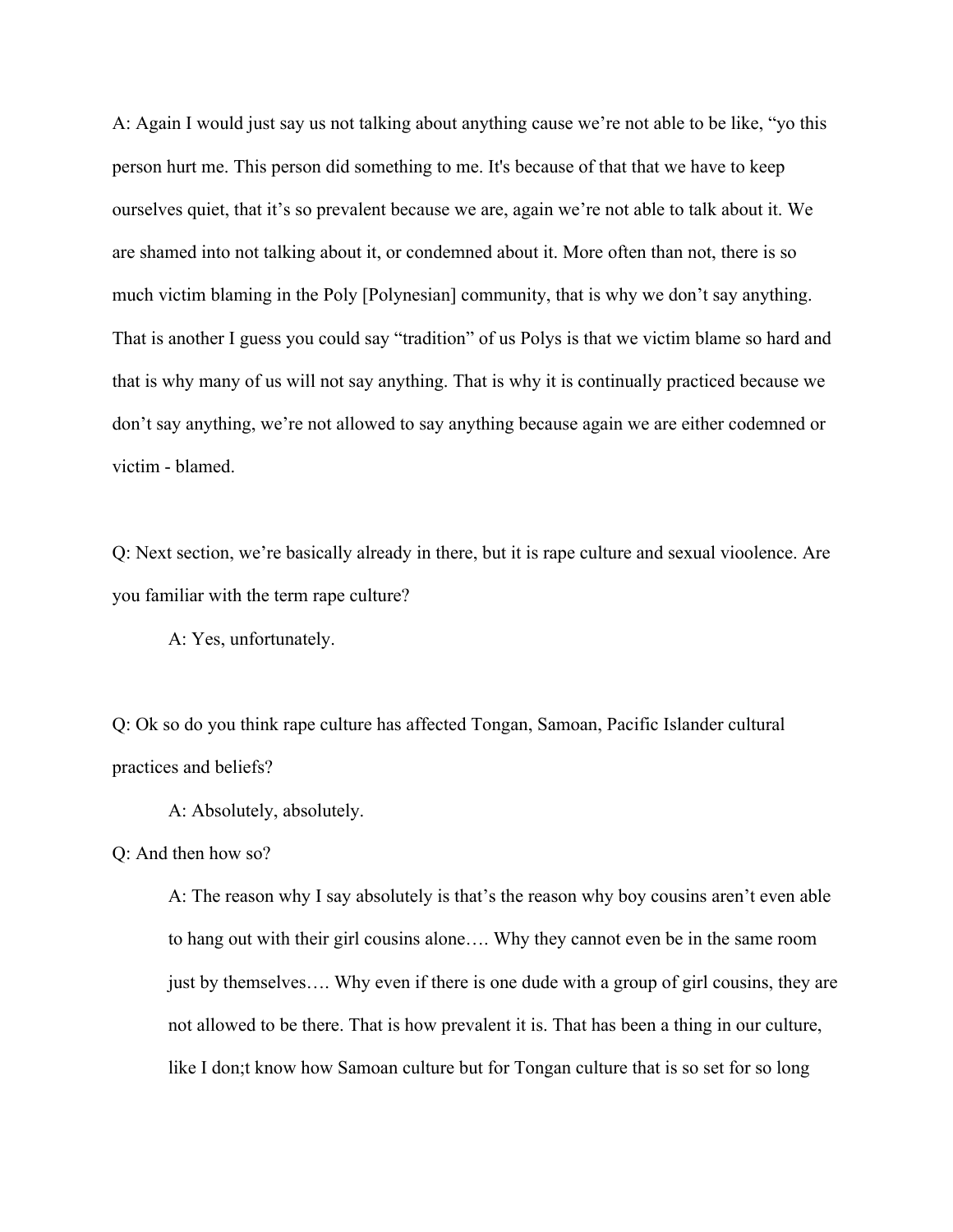A: Again I would just say us not talking about anything cause we're not able to be like, "yo this person hurt me. This person did something to me. It's because of that that we have to keep ourselves quiet, that it's so prevalent because we are, again we're not able to talk about it. We are shamed into not talking about it, or condemned about it. More often than not, there is so much victim blaming in the Poly [Polynesian] community, that is why we don't say anything. That is another I guess you could say "tradition" of us Polys is that we victim blame so hard and that is why many of us will not say anything. That is why it is continually practiced because we don't say anything, we're not allowed to say anything because again we are either codemned or victim - blamed.

Q: Next section, we're basically already in there, but it is rape culture and sexual vioolence. Are you familiar with the term rape culture?

> A: Yes, unfortunately.

Q: Ok so do you think rape culture has affected Tongan, Samoan, Pacific Islander cultural practices and beliefs?

> A: Absolutely, absolutely.

Q: And then how so?

> A: The reason why I say absolutely is that's the reason why boy cousins aren't even able to hang out with their girl cousins alone…. Why they cannot even be in the same room just by themselves…. Why even if there is one dude with a group of girl cousins, they are not allowed to be there. That is how prevalent it is. That has been a thing in our culture, like I don;t know how Samoan culture but for Tongan culture that is so set for so long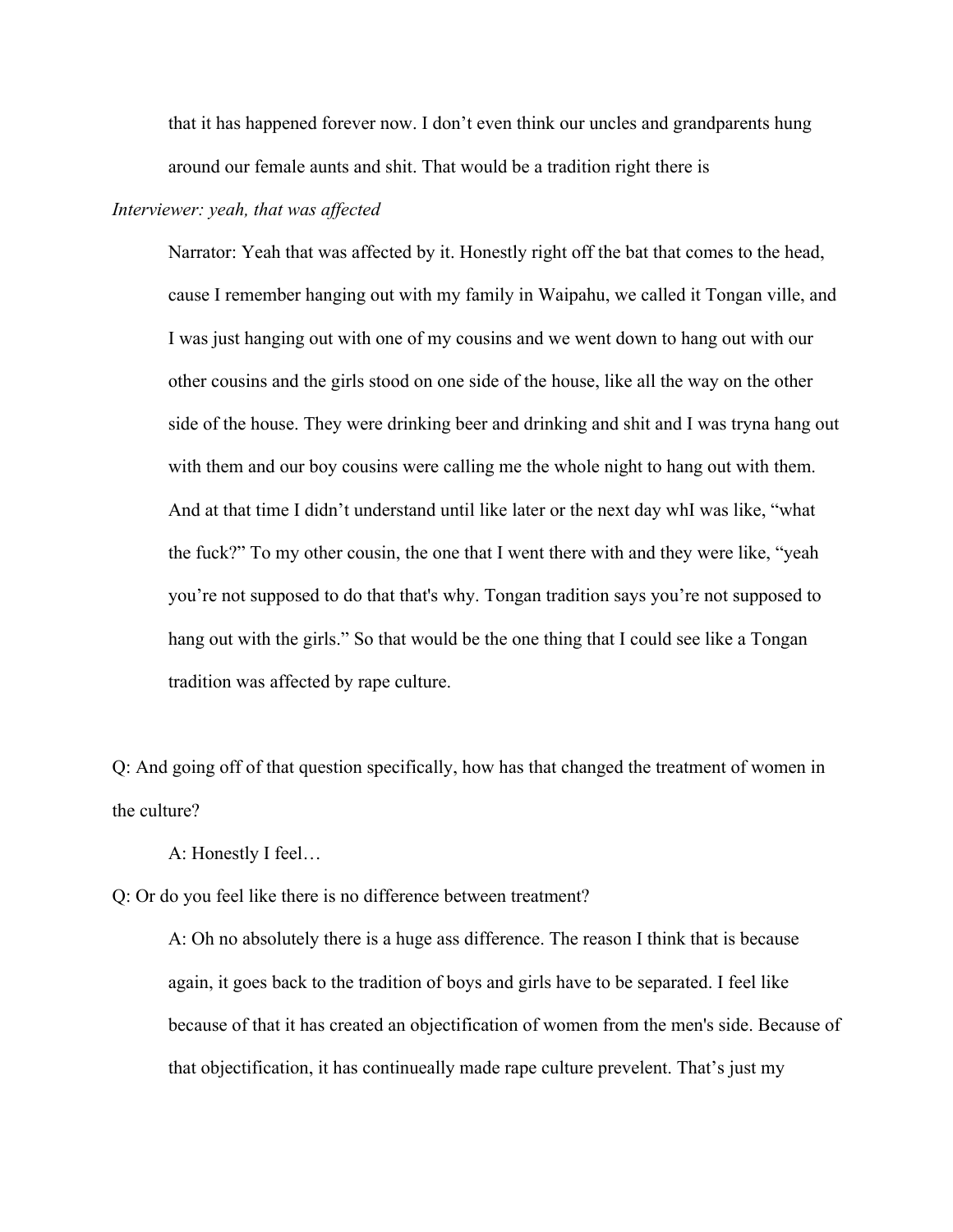that it has happened forever now. I don't even think our uncles and grandparents hung around our female aunts and shit. That would be a tradition right there is

*Interviewer: yeah, that was affected*

Narrator: Yeah that was affected by it. Honestly right off the bat that comes to the head, cause I remember hanging out with my family in Waipahu, we called it Tongan ville, and I was just hanging out with one of my cousins and we went down to hang out with our other cousins and the girls stood on one side of the house, like all the way on the other side of the house. They were drinking beer and drinking and shit and I was tryna hang out with them and our boy cousins were calling me the whole night to hang out with them. And at that time I didn't understand until like later or the next day whI was like, "what the fuck?" To my other cousin, the one that I went there with and they were like, "yeah you're not supposed to do that that's why. Tongan tradition says you're not supposed to hang out with the girls." So that would be the one thing that I could see like a Tongan tradition was affected by rape culture.

Q: And going off of that question specifically, how has that changed the treatment of women in the culture?

A: Honestly I feel…

Q: Or do you feel like there is no difference between treatment?

A: Oh no absolutely there is a huge ass difference. The reason I think that is because again, it goes back to the tradition of boys and girls have to be separated. I feel like because of that it has created an objectification of women from the men's side. Because of that objectification, it has contineually made rape culture prevelent. That's just my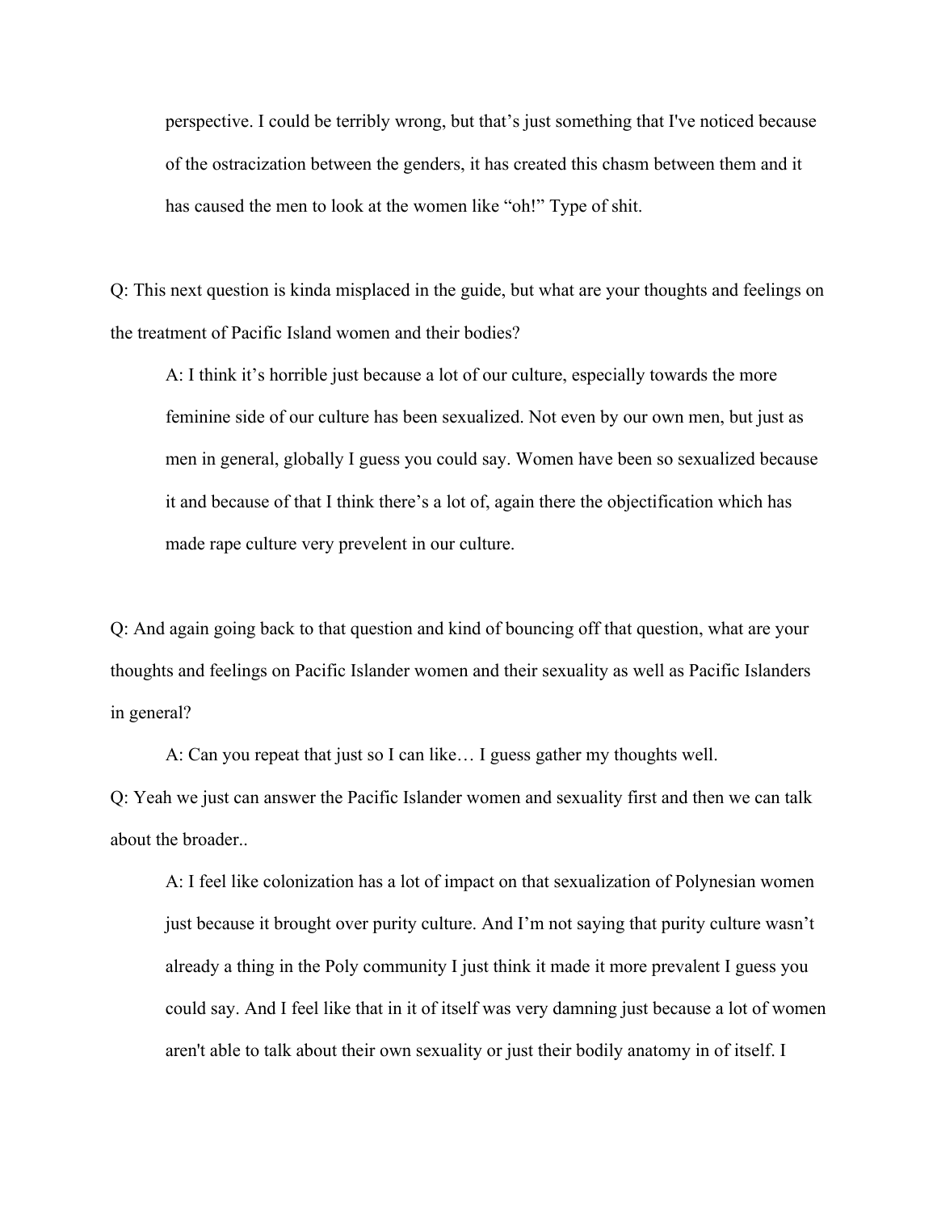perspective. I could be terribly wrong, but that's just something that I've noticed because of the ostracization between the genders, it has created this chasm between them and it has caused the men to look at the women like "oh!" Type of shit.

Q: This next question is kinda misplaced in the guide, but what are your thoughts and feelings on the treatment of Pacific Island women and their bodies?

A: I think it's horrible just because a lot of our culture, especially towards the more feminine side of our culture has been sexualized. Not even by our own men, but just as men in general, globally I guess you could say. Women have been so sexualized because it and because of that I think there's a lot of, again there the objectification which has made rape culture very prevelent in our culture.

Q: And again going back to that question and kind of bouncing off that question, what are your thoughts and feelings on Pacific Islander women and their sexuality as well as Pacific Islanders in general?

A: Can you repeat that just so I can like… I guess gather my thoughts well.

Q: Yeah we just can answer the Pacific Islander women and sexuality first and then we can talk about the broader..

A: I feel like colonization has a lot of impact on that sexualization of Polynesian women just because it brought over purity culture. And I'm not saying that purity culture wasn't already a thing in the Poly community I just think it made it more prevalent I guess you could say. And I feel like that in it of itself was very damning just because a lot of women aren't able to talk about their own sexuality or just their bodily anatomy in of itself. I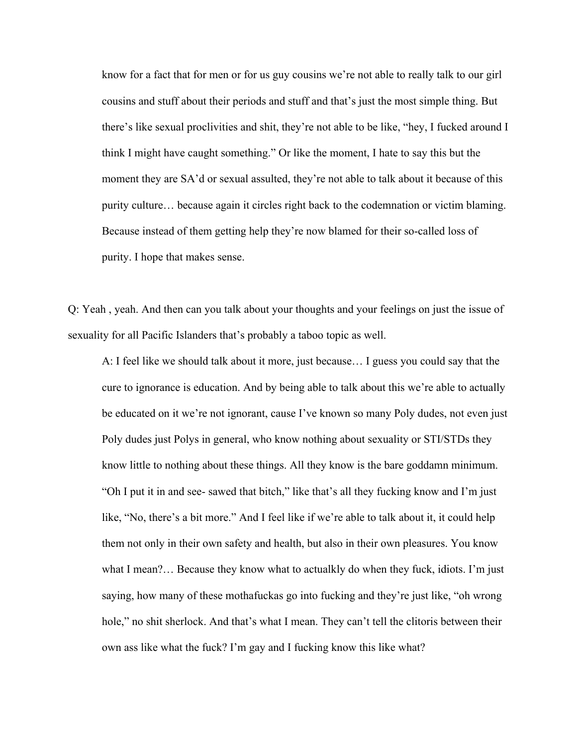know for a fact that for men or for us guy cousins we're not able to really talk to our girl cousins and stuff about their periods and stuff and that's just the most simple thing. But there's like sexual proclivities and shit, they're not able to be like, "hey, I fucked around I think I might have caught something." Or like the moment, I hate to say this but the moment they are SA'd or sexual assulted, they're not able to talk about it because of this purity culture… because again it circles right back to the codemnation or victim blaming. Because instead of them getting help they're now blamed for their so-called loss of purity. I hope that makes sense.

Q: Yeah , yeah. And then can you talk about your thoughts and your feelings on just the issue of sexuality for all Pacific Islanders that's probably a taboo topic as well.

A: I feel like we should talk about it more, just because… I guess you could say that the cure to ignorance is education. And by being able to talk about this we're able to actually be educated on it we're not ignorant, cause I've known so many Poly dudes, not even just Poly dudes just Polys in general, who know nothing about sexuality or STI/STDs they know little to nothing about these things. All they know is the bare goddamn minimum. "Oh I put it in and see- sawed that bitch," like that's all they fucking know and I'm just like, "No, there's a bit more." And I feel like if we're able to talk about it, it could help them not only in their own safety and health, but also in their own pleasures. You know what I mean?… Because they know what to actualkly do when they fuck, idiots. I'm just saying, how many of these mothafuckas go into fucking and they're just like, "oh wrong hole," no shit sherlock. And that's what I mean. They can't tell the clitoris between their own ass like what the fuck? I'm gay and I fucking know this like what?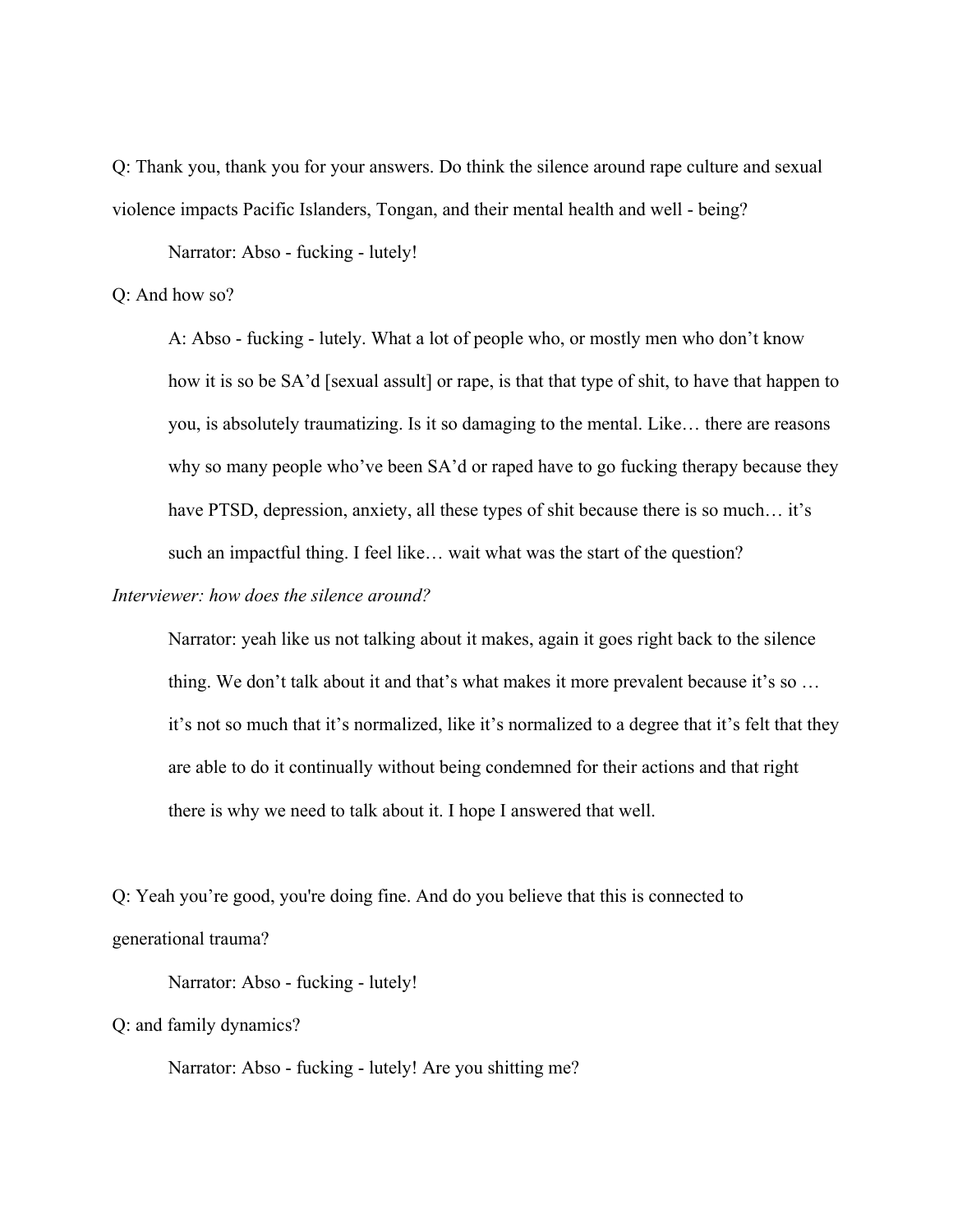Q: Thank you, thank you for your answers. Do think the silence around rape culture and sexual violence impacts Pacific Islanders, Tongan, and their mental health and well - being?

> Narrator: Abso - fucking - lutely!

Q: And how so?

> A: Abso - fucking - lutely. What a lot of people who, or mostly men who don't know how it is so be SA'd [sexual assult] or rape, is that that type of shit, to have that happen to you, is absolutely traumatizing. Is it so damaging to the mental. Like… there are reasons why so many people who've been SA'd or raped have to go fucking therapy because they have PTSD, depression, anxiety, all these types of shit because there is so much… it's such an impactful thing. I feel like… wait what was the start of the question?

*Interviewer: how does the silence around?*

> Narrator: yeah like us not talking about it makes, again it goes right back to the silence thing. We don't talk about it and that's what makes it more prevalent because it's so … it's not so much that it's normalized, like it's normalized to a degree that it's felt that they are able to do it continually without being condemned for their actions and that right there is why we need to talk about it. I hope I answered that well.

Q: Yeah you're good, you're doing fine. And do you believe that this is connected to generational trauma?

> Narrator: Abso - fucking - lutely!

Q: and family dynamics?

> Narrator: Abso - fucking - lutely! Are you shitting me?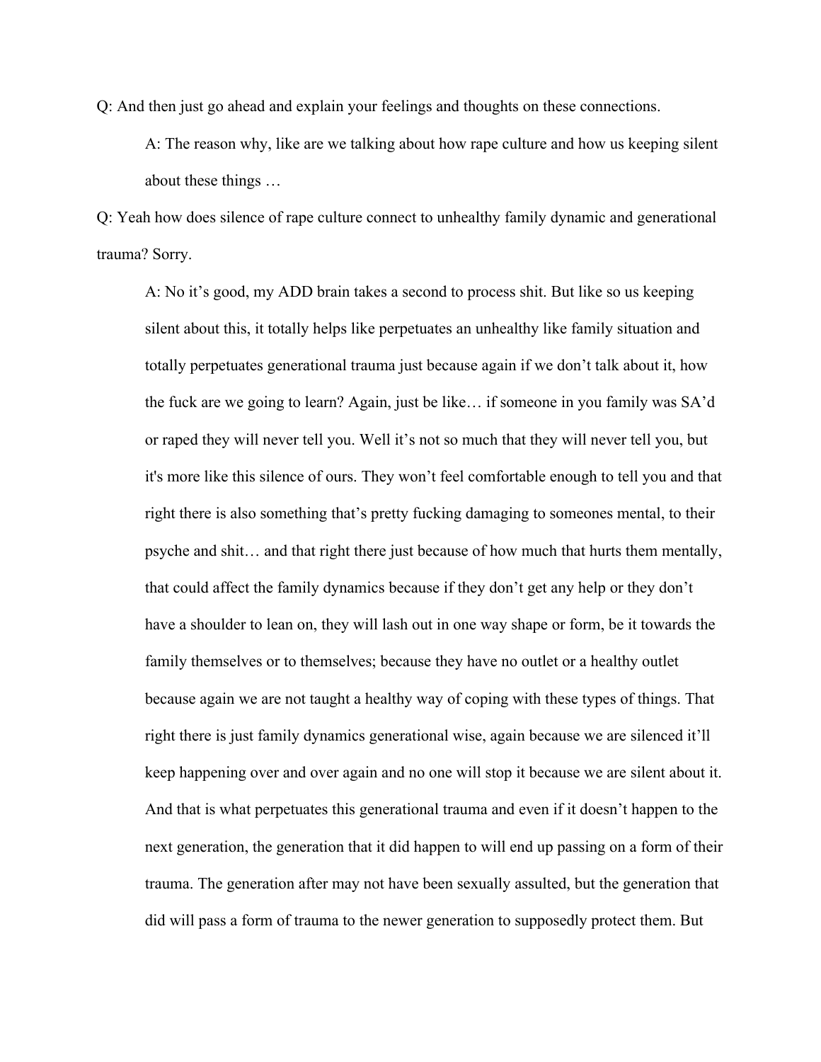Q: And then just go ahead and explain your feelings and thoughts on these connections.

> A: The reason why, like are we talking about how rape culture and how us keeping silent about these things …

Q: Yeah how does silence of rape culture connect to unhealthy family dynamic and generational trauma? Sorry.

> A: No it's good, my ADD brain takes a second to process shit. But like so us keeping silent about this, it totally helps like perpetuates an unhealthy like family situation and totally perpetuates generational trauma just because again if we don't talk about it, how the fuck are we going to learn? Again, just be like… if someone in you family was SA'd or raped they will never tell you. Well it's not so much that they will never tell you, but it's more like this silence of ours. They won't feel comfortable enough to tell you and that right there is also something that's pretty fucking damaging to someones mental, to their psyche and shit… and that right there just because of how much that hurts them mentally, that could affect the family dynamics because if they don't get any help or they don't have a shoulder to lean on, they will lash out in one way shape or form, be it towards the family themselves or to themselves; because they have no outlet or a healthy outlet because again we are not taught a healthy way of coping with these types of things. That right there is just family dynamics generational wise, again because we are silenced it'll keep happening over and over again and no one will stop it because we are silent about it. And that is what perpetuates this generational trauma and even if it doesn't happen to the next generation, the generation that it did happen to will end up passing on a form of their trauma. The generation after may not have been sexually assulted, but the generation that did will pass a form of trauma to the newer generation to supposedly protect them. But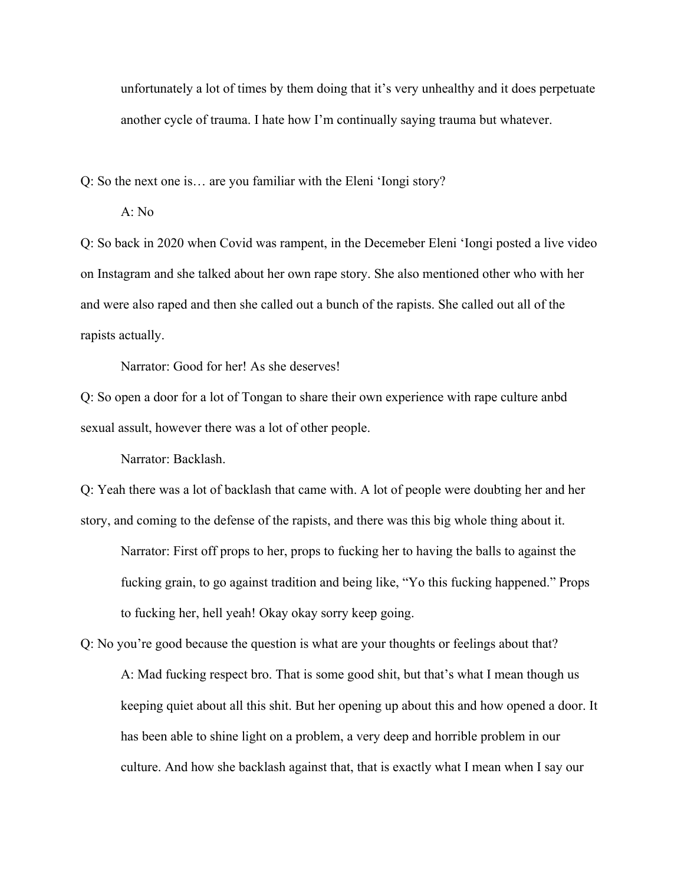unfortunately a lot of times by them doing that it's very unhealthy and it does perpetuate another cycle of trauma. I hate how I'm continually saying trauma but whatever.

Q: So the next one is… are you familiar with the Eleni 'Iongi story?

A: No

Q: So back in 2020 when Covid was rampent, in the Decemeber Eleni 'Iongi posted a live video on Instagram and she talked about her own rape story. She also mentioned other who with her and were also raped and then she called out a bunch of the rapists. She called out all of the rapists actually.

Narrator: Good for her! As she deserves!

Q: So open a door for a lot of Tongan to share their own experience with rape culture anbd sexual assult, however there was a lot of other people.

Narrator: Backlash.

Q: Yeah there was a lot of backlash that came with. A lot of people were doubting her and her story, and coming to the defense of the rapists, and there was this big whole thing about it.

Narrator: First off props to her, props to fucking her to having the balls to against the fucking grain, to go against tradition and being like, "Yo this fucking happened." Props to fucking her, hell yeah! Okay okay sorry keep going.

Q: No you're good because the question is what are your thoughts or feelings about that?

A: Mad fucking respect bro. That is some good shit, but that's what I mean though us keeping quiet about all this shit. But her opening up about this and how opened a door. It has been able to shine light on a problem, a very deep and horrible problem in our culture. And how she backlash against that, that is exactly what I mean when I say our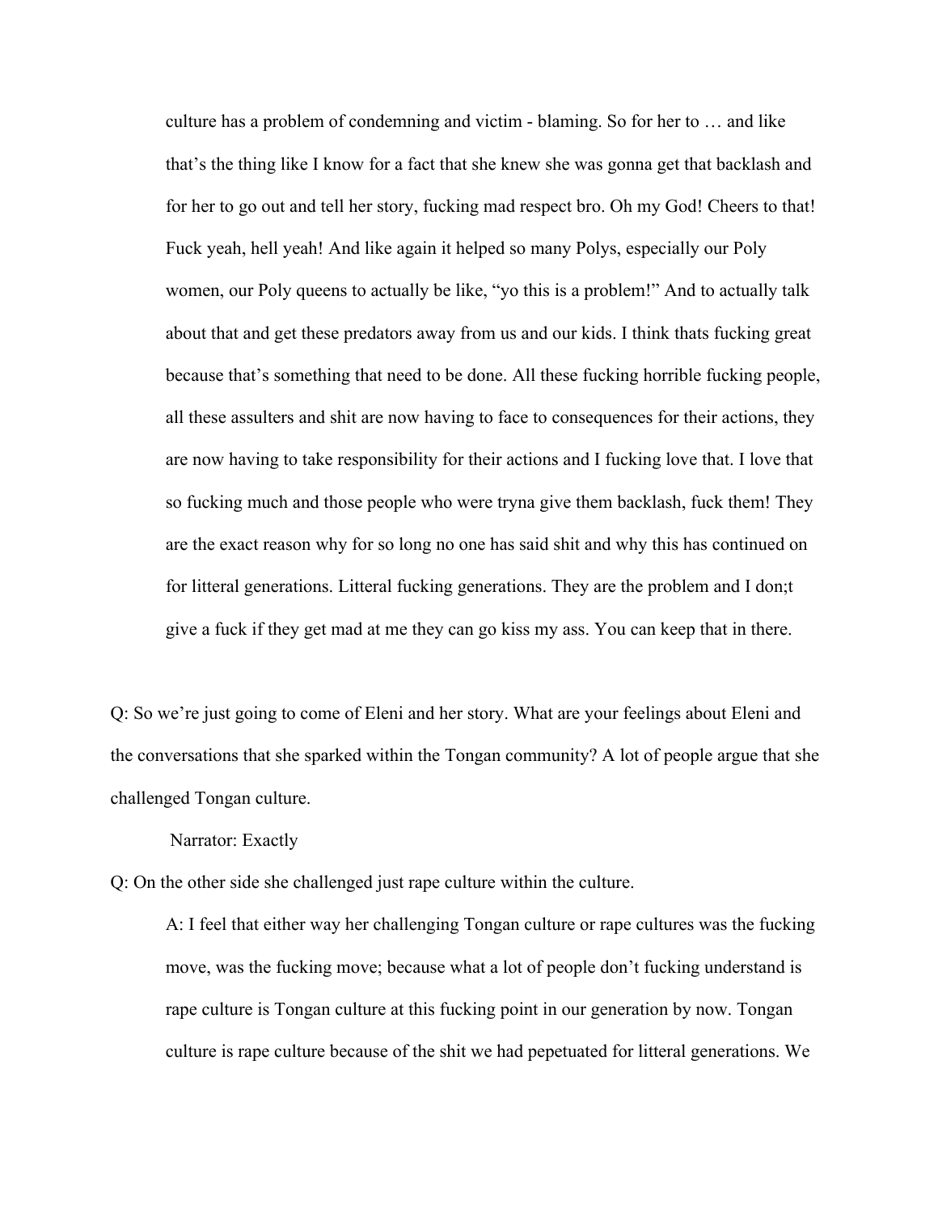culture has a problem of condemning and victim - blaming. So for her to … and like that's the thing like I know for a fact that she knew she was gonna get that backlash and for her to go out and tell her story, fucking mad respect bro. Oh my God! Cheers to that! Fuck yeah, hell yeah! And like again it helped so many Polys, especially our Poly women, our Poly queens to actually be like, "yo this is a problem!" And to actually talk about that and get these predators away from us and our kids. I think thats fucking great because that's something that need to be done. All these fucking horrible fucking people, all these assulters and shit are now having to face to consequences for their actions, they are now having to take responsibility for their actions and I fucking love that. I love that so fucking much and those people who were tryna give them backlash, fuck them! They are the exact reason why for so long no one has said shit and why this has continued on for litteral generations. Litteral fucking generations. They are the problem and I don;t give a fuck if they get mad at me they can go kiss my ass. You can keep that in there.

Q: So we're just going to come of Eleni and her story. What are your feelings about Eleni and the conversations that she sparked within the Tongan community? A lot of people argue that she challenged Tongan culture.

Narrator: Exactly

Q: On the other side she challenged just rape culture within the culture.

A: I feel that either way her challenging Tongan culture or rape cultures was the fucking move, was the fucking move; because what a lot of people don't fucking understand is rape culture is Tongan culture at this fucking point in our generation by now. Tongan culture is rape culture because of the shit we had pepetuated for litteral generations. We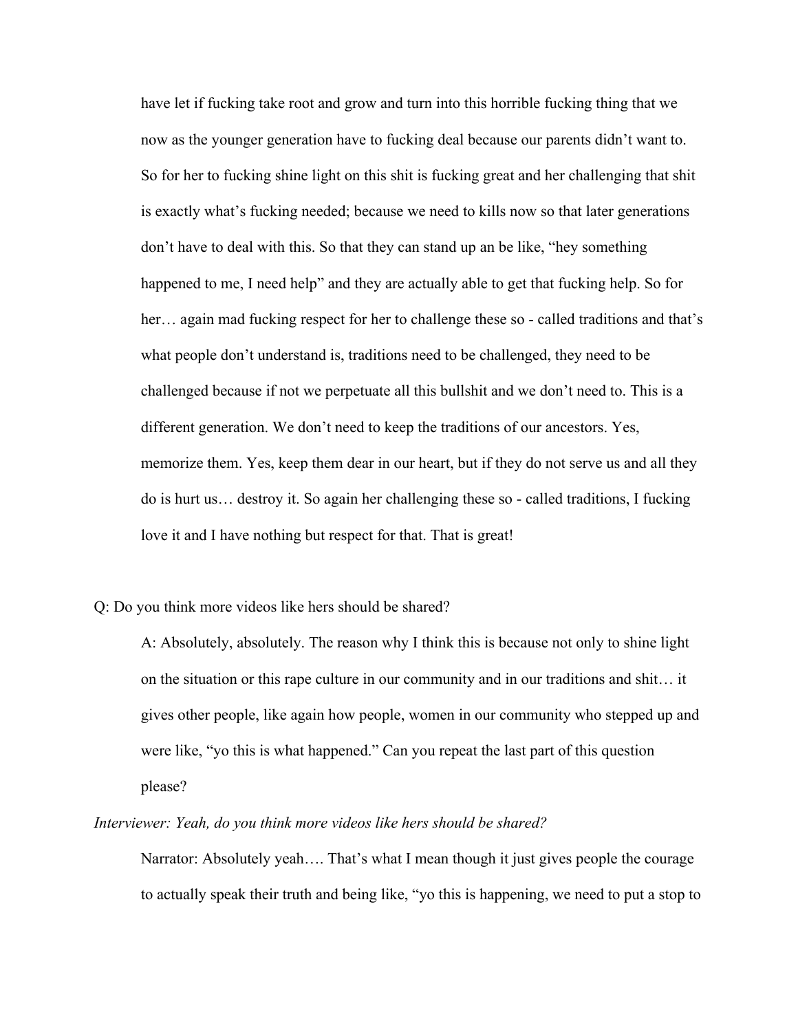have let if fucking take root and grow and turn into this horrible fucking thing that we now as the younger generation have to fucking deal because our parents didn't want to. So for her to fucking shine light on this shit is fucking great and her challenging that shit is exactly what's fucking needed; because we need to kills now so that later generations don't have to deal with this. So that they can stand up an be like, "hey something happened to me, I need help" and they are actually able to get that fucking help. So for her… again mad fucking respect for her to challenge these so - called traditions and that's what people don't understand is, traditions need to be challenged, they need to be challenged because if not we perpetuate all this bullshit and we don't need to. This is a different generation. We don't need to keep the traditions of our ancestors. Yes, memorize them. Yes, keep them dear in our heart, but if they do not serve us and all they do is hurt us… destroy it. So again her challenging these so - called traditions, I fucking love it and I have nothing but respect for that. That is great!

Q: Do you think more videos like hers should be shared?

A: Absolutely, absolutely. The reason why I think this is because not only to shine light on the situation or this rape culture in our community and in our traditions and shit… it gives other people, like again how people, women in our community who stepped up and were like, "yo this is what happened." Can you repeat the last part of this question please?

*Interviewer: Yeah, do you think more videos like hers should be shared?*

Narrator: Absolutely yeah…. That's what I mean though it just gives people the courage to actually speak their truth and being like, "yo this is happening, we need to put a stop to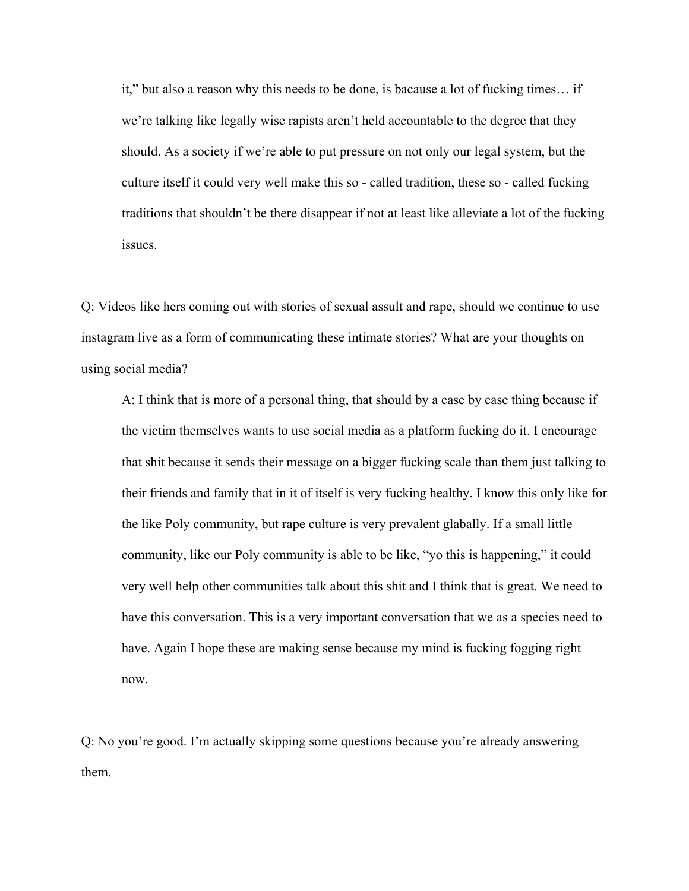it," but also a reason why this needs to be done, is bacause a lot of fucking times… if we're talking like legally wise rapists aren't held accountable to the degree that they should. As a society if we're able to put pressure on not only our legal system, but the culture itself it could very well make this so - called tradition, these so - called fucking traditions that shouldn't be there disappear if not at least like alleviate a lot of the fucking issues.

Q: Videos like hers coming out with stories of sexual assult and rape, should we continue to use instagram live as a form of communicating these intimate stories? What are your thoughts on using social media?

A: I think that is more of a personal thing, that should by a case by case thing because if the victim themselves wants to use social media as a platform fucking do it. I encourage that shit because it sends their message on a bigger fucking scale than them just talking to their friends and family that in it of itself is very fucking healthy. I know this only like for the like Poly community, but rape culture is very prevalent glabally. If a small little community, like our Poly community is able to be like, "yo this is happening," it could very well help other communities talk about this shit and I think that is great. We need to have this conversation. This is a very important conversation that we as a species need to have. Again I hope these are making sense because my mind is fucking fogging right now.

Q: No you're good. I'm actually skipping some questions because you're already answering them.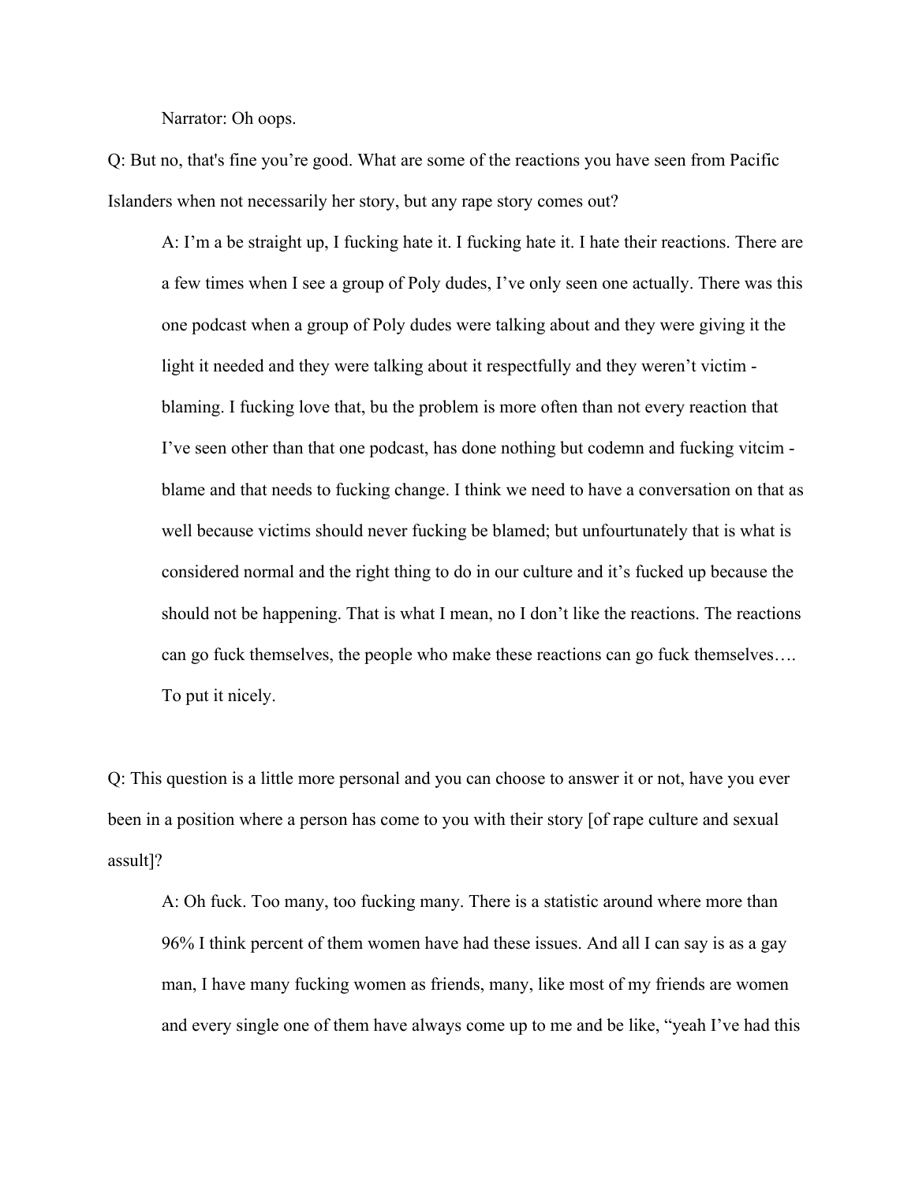Narrator: Oh oops.

Q: But no, that's fine you're good. What are some of the reactions you have seen from Pacific Islanders when not necessarily her story, but any rape story comes out?

A: I'm a be straight up, I fucking hate it. I fucking hate it. I hate their reactions. There are a few times when I see a group of Poly dudes, I've only seen one actually. There was this one podcast when a group of Poly dudes were talking about and they were giving it the light it needed and they were talking about it respectfully and they weren't victim - blaming. I fucking love that, bu the problem is more often than not every reaction that I've seen other than that one podcast, has done nothing but codemn and fucking vitcim - blame and that needs to fucking change. I think we need to have a conversation on that as well because victims should never fucking be blamed; but unfourtunately that is what is considered normal and the right thing to do in our culture and it's fucked up because the should not be happening. That is what I mean, no I don't like the reactions. The reactions can go fuck themselves, the people who make these reactions can go fuck themselves…. To put it nicely.

Q: This question is a little more personal and you can choose to answer it or not, have you ever been in a position where a person has come to you with their story [of rape culture and sexual assult]?

A: Oh fuck. Too many, too fucking many. There is a statistic around where more than 96% I think percent of them women have had these issues. And all I can say is as a gay man, I have many fucking women as friends, many, like most of my friends are women and every single one of them have always come up to me and be like, "yeah I've had this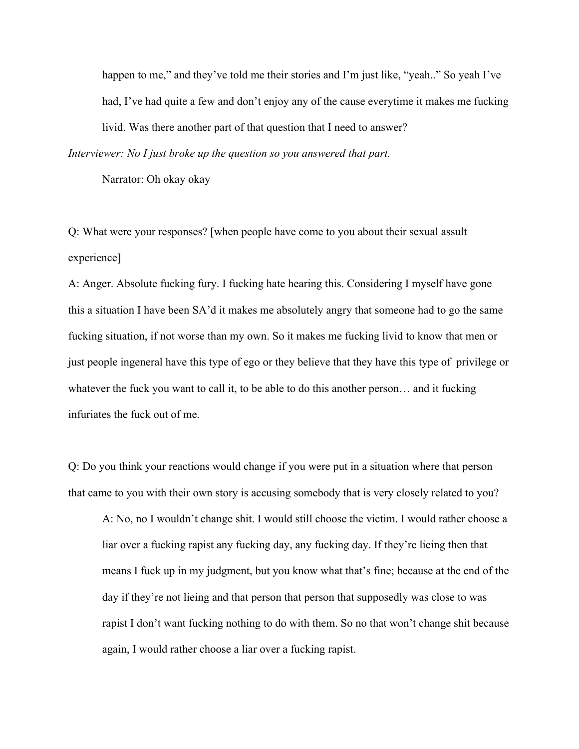happen to me," and they've told me their stories and I'm just like, "yeah.." So yeah I've had, I've had quite a few and don't enjoy any of the cause everytime it makes me fucking livid. Was there another part of that question that I need to answer?

*Interviewer: No I just broke up the question so you answered that part.*

Narrator: Oh okay okay

Q: What were your responses? [when people have come to you about their sexual assult experience]

A: Anger. Absolute fucking fury. I fucking hate hearing this. Considering I myself have gone this a situation I have been SA'd it makes me absolutely angry that someone had to go the same fucking situation, if not worse than my own. So it makes me fucking livid to know that men or just people ingeneral have this type of ego or they believe that they have this type of privilege or whatever the fuck you want to call it, to be able to do this another person… and it fucking infuriates the fuck out of me.

Q: Do you think your reactions would change if you were put in a situation where that person that came to you with their own story is accusing somebody that is very closely related to you?

A: No, no I wouldn't change shit. I would still choose the victim. I would rather choose a liar over a fucking rapist any fucking day, any fucking day. If they're lieing then that means I fuck up in my judgment, but you know what that's fine; because at the end of the day if they're not lieing and that person that person that supposedly was close to was rapist I don't want fucking nothing to do with them. So no that won't change shit because again, I would rather choose a liar over a fucking rapist.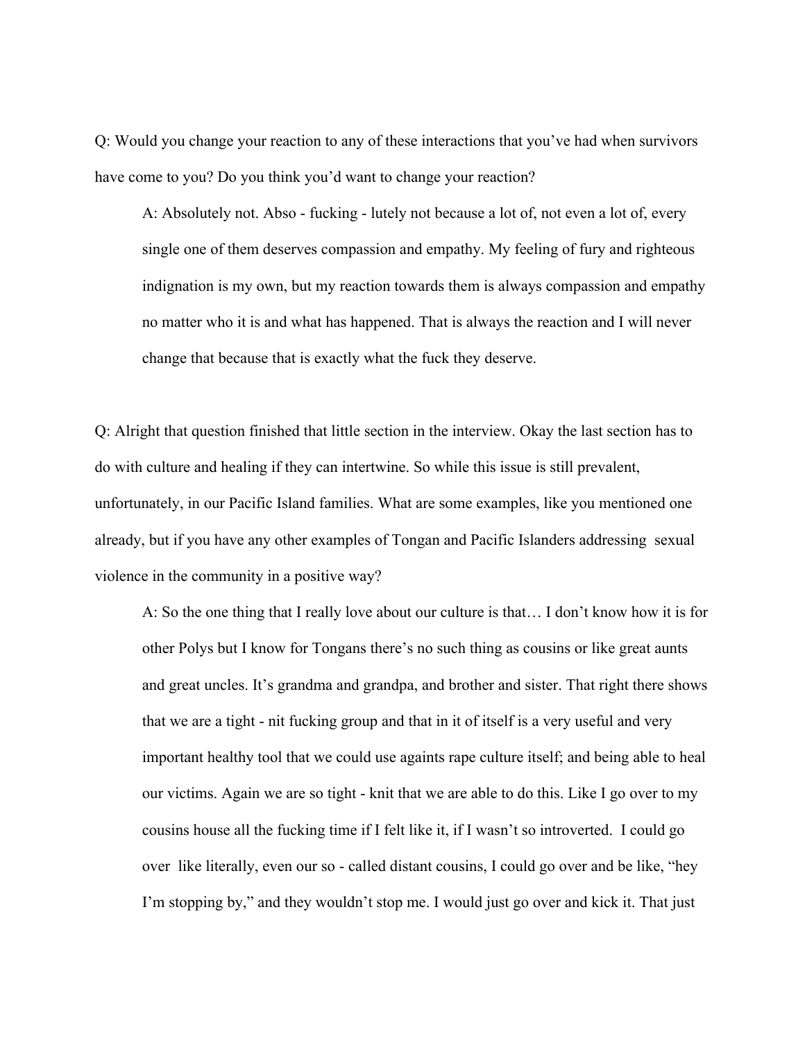Q: Would you change your reaction to any of these interactions that you've had when survivors have come to you? Do you think you'd want to change your reaction?

> A: Absolutely not. Abso - fucking - lutely not because a lot of, not even a lot of, every single one of them deserves compassion and empathy. My feeling of fury and righteous indignation is my own, but my reaction towards them is always compassion and empathy no matter who it is and what has happened. That is always the reaction and I will never change that because that is exactly what the fuck they deserve.

Q: Alright that question finished that little section in the interview. Okay the last section has to do with culture and healing if they can intertwine. So while this issue is still prevalent, unfortunately, in our Pacific Island families. What are some examples, like you mentioned one already, but if you have any other examples of Tongan and Pacific Islanders addressing sexual violence in the community in a positive way?

> A: So the one thing that I really love about our culture is that… I don't know how it is for other Polys but I know for Tongans there's no such thing as cousins or like great aunts and great uncles. It's grandma and grandpa, and brother and sister. That right there shows that we are a tight - nit fucking group and that in it of itself is a very useful and very important healthy tool that we could use againts rape culture itself; and being able to heal our victims. Again we are so tight - knit that we are able to do this. Like I go over to my cousins house all the fucking time if I felt like it, if I wasn't so introverted. I could go over like literally, even our so - called distant cousins, I could go over and be like, "hey I'm stopping by," and they wouldn't stop me. I would just go over and kick it. That just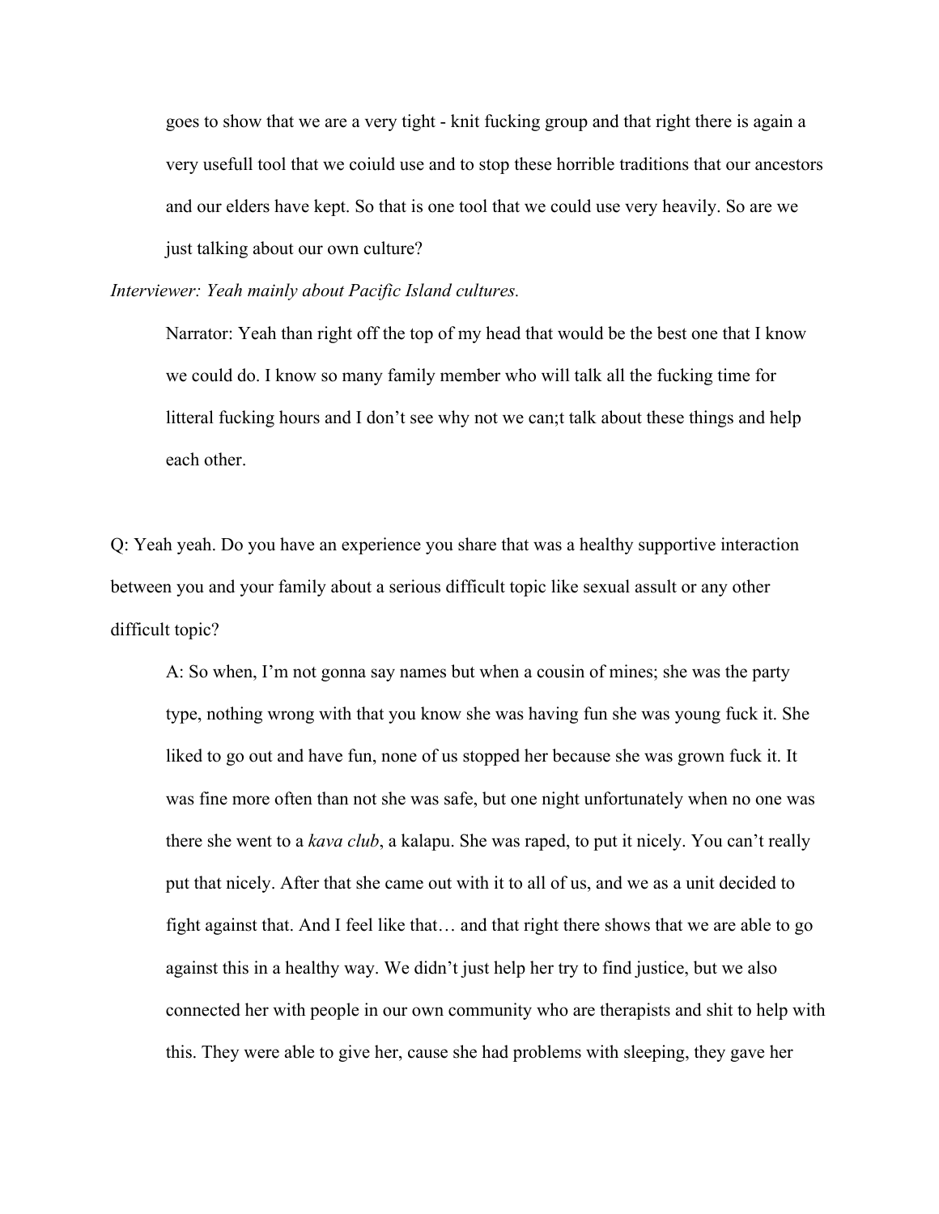goes to show that we are a very tight - knit fucking group and that right there is again a very usefull tool that we coiuld use and to stop these horrible traditions that our ancestors and our elders have kept. So that is one tool that we could use very heavily. So are we just talking about our own culture?

*Interviewer: Yeah mainly about Pacific Island cultures.*

Narrator: Yeah than right off the top of my head that would be the best one that I know we could do. I know so many family member who will talk all the fucking time for litteral fucking hours and I don't see why not we can;t talk about these things and help each other.

Q: Yeah yeah. Do you have an experience you share that was a healthy supportive interaction between you and your family about a serious difficult topic like sexual assult or any other difficult topic?

A: So when, I'm not gonna say names but when a cousin of mines; she was the party type, nothing wrong with that you know she was having fun she was young fuck it. She liked to go out and have fun, none of us stopped her because she was grown fuck it. It was fine more often than not she was safe, but one night unfortunately when no one was there she went to a *kava club*, a kalapu. She was raped, to put it nicely. You can't really put that nicely. After that she came out with it to all of us, and we as a unit decided to fight against that. And I feel like that… and that right there shows that we are able to go against this in a healthy way. We didn't just help her try to find justice, but we also connected her with people in our own community who are therapists and shit to help with this. They were able to give her, cause she had problems with sleeping, they gave her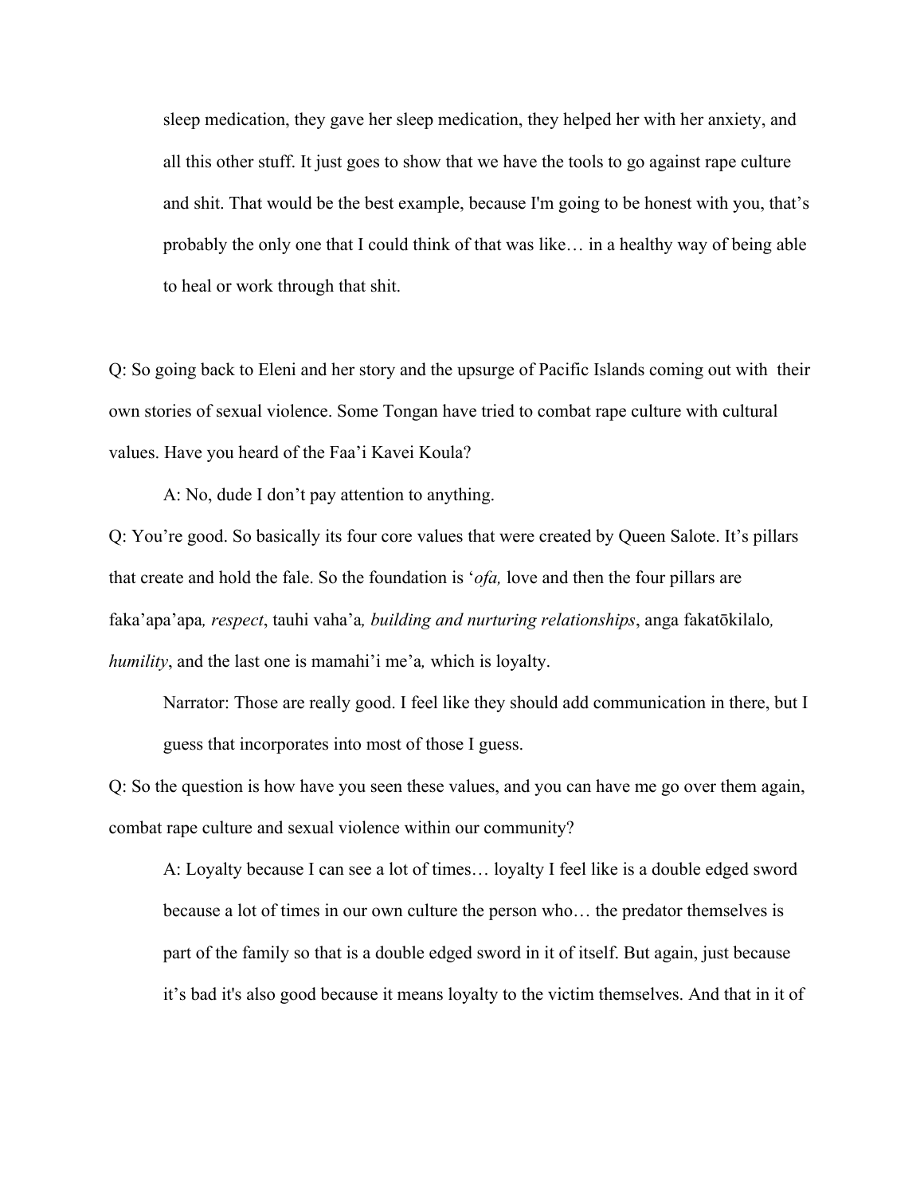sleep medication, they gave her sleep medication, they helped her with her anxiety, and all this other stuff. It just goes to show that we have the tools to go against rape culture and shit. That would be the best example, because I'm going to be honest with you, that's probably the only one that I could think of that was like… in a healthy way of being able to heal or work through that shit.

Q: So going back to Eleni and her story and the upsurge of Pacific Islands coming out with their own stories of sexual violence. Some Tongan have tried to combat rape culture with cultural values. Have you heard of the Faa'i Kavei Koula?

A: No, dude I don't pay attention to anything.

Q: You're good. So basically its four core values that were created by Queen Salote. It's pillars that create and hold the fale. So the foundation is '*ofa,* love and then the four pillars are faka'apa'apa*, respect*, tauhi vaha'a*, building and nurturing relationships*, anga fakatōkilalo*, humility*, and the last one is mamahi'i me'a*,* which is loyalty.

Narrator: Those are really good. I feel like they should add communication in there, but I guess that incorporates into most of those I guess.

Q: So the question is how have you seen these values, and you can have me go over them again, combat rape culture and sexual violence within our community?

A: Loyalty because I can see a lot of times… loyalty I feel like is a double edged sword because a lot of times in our own culture the person who… the predator themselves is part of the family so that is a double edged sword in it of itself. But again, just because it's bad it's also good because it means loyalty to the victim themselves. And that in it of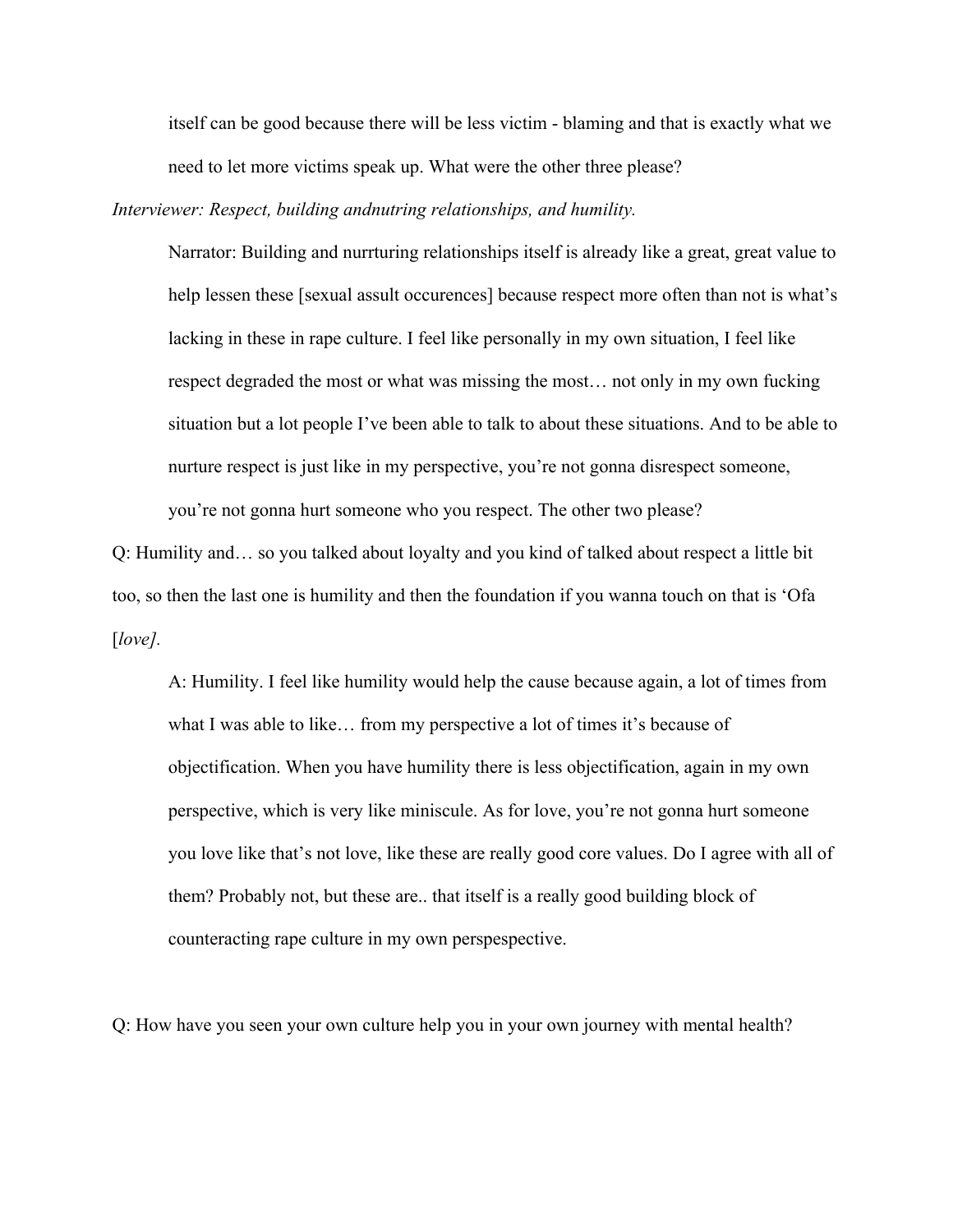itself can be good because there will be less victim - blaming and that is exactly what we need to let more victims speak up. What were the other three please?

*Interviewer: Respect, building andnutring relationships, and humility.*

Narrator: Building and nurrturing relationships itself is already like a great, great value to help lessen these [sexual assult occurences] because respect more often than not is what's lacking in these in rape culture. I feel like personally in my own situation, I feel like respect degraded the most or what was missing the most… not only in my own fucking situation but a lot people I've been able to talk to about these situations. And to be able to nurture respect is just like in my perspective, you're not gonna disrespect someone, you're not gonna hurt someone who you respect. The other two please?

Q: Humility and… so you talked about loyalty and you kind of talked about respect a little bit too, so then the last one is humility and then the foundation if you wanna touch on that is 'Ofa [*love]*.

A: Humility. I feel like humility would help the cause because again, a lot of times from what I was able to like… from my perspective a lot of times it's because of objectification. When you have humility there is less objectification, again in my own perspective, which is very like miniscule. As for love, you're not gonna hurt someone you love like that's not love, like these are really good core values. Do I agree with all of them? Probably not, but these are.. that itself is a really good building block of counteracting rape culture in my own perspespective.

Q: How have you seen your own culture help you in your own journey with mental health?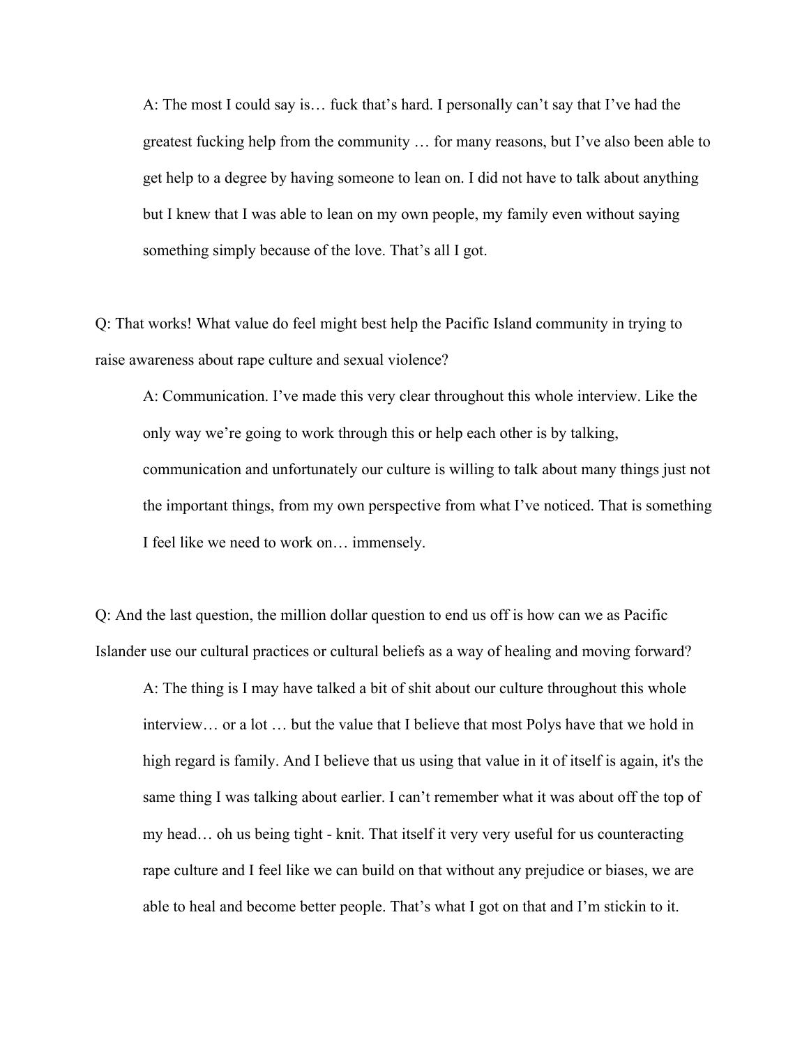A: The most I could say is… fuck that's hard. I personally can't say that I've had the greatest fucking help from the community … for many reasons, but I've also been able to get help to a degree by having someone to lean on. I did not have to talk about anything but I knew that I was able to lean on my own people, my family even without saying something simply because of the love. That's all I got.

Q: That works! What value do feel might best help the Pacific Island community in trying to raise awareness about rape culture and sexual violence?

A: Communication. I've made this very clear throughout this whole interview. Like the only way we're going to work through this or help each other is by talking, communication and unfortunately our culture is willing to talk about many things just not the important things, from my own perspective from what I've noticed. That is something I feel like we need to work on… immensely.

Q: And the last question, the million dollar question to end us off is how can we as Pacific Islander use our cultural practices or cultural beliefs as a way of healing and moving forward?

A: The thing is I may have talked a bit of shit about our culture throughout this whole interview… or a lot … but the value that I believe that most Polys have that we hold in high regard is family. And I believe that us using that value in it of itself is again, it's the same thing I was talking about earlier. I can't remember what it was about off the top of my head… oh us being tight - knit. That itself it very very useful for us counteracting rape culture and I feel like we can build on that without any prejudice or biases, we are able to heal and become better people. That's what I got on that and I'm stickin to it.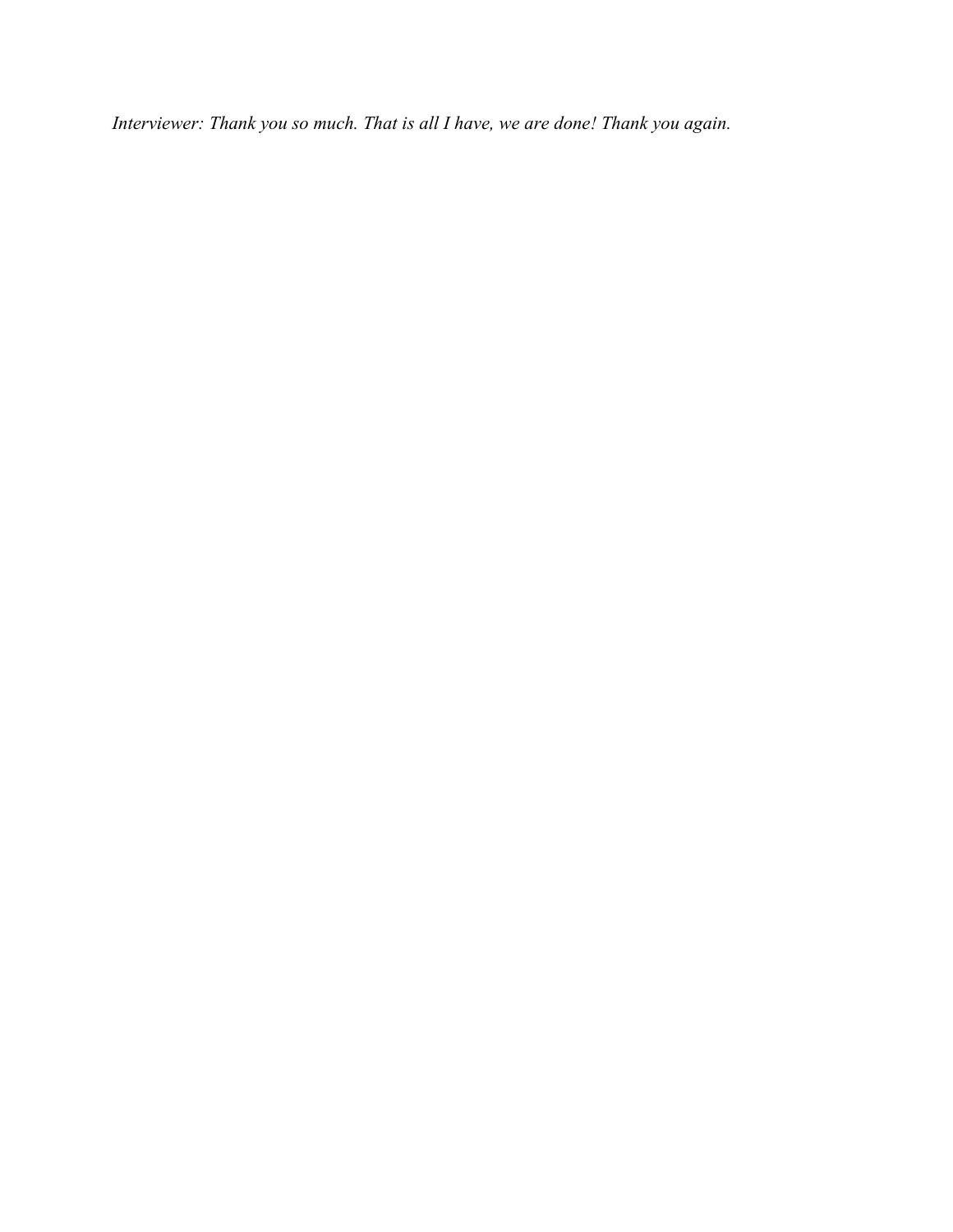*Interviewer: Thank you so much. That is all I have, we are done! Thank you again.*